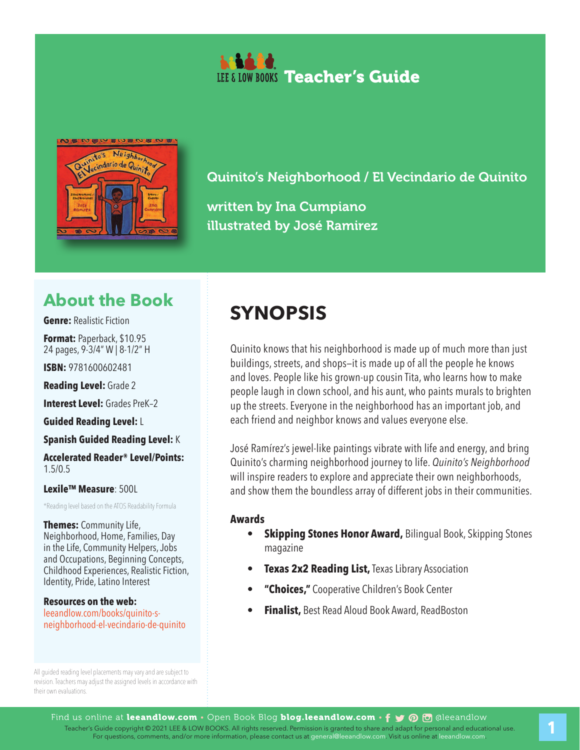# LEE & LOW BOOKS Teacher's Guide

## Quinito's Neighborhood / El Vecindario de Quinito

written by Ina Cumpiano
illustrated by José Ramirez

## About the Book

**Genre:** Realistic Fiction

**Format:** Paperback, $10.95
24 pages, 9-3/4" W | 8-1/2" H

**ISBN:** 9781600602481

**Reading Level:** Grade 2

**Interest Level:** Grades PreK–2

**Guided Reading Level:** L

**Spanish Guided Reading Level:** K

**Accelerated Reader® Level/Points:** 1.5/0.5

**Lexile™ Measure**: 500L

*Reading level based on the ATOS Readability Formula

**Themes:** Community Life, Neighborhood, Home, Families, Day in the Life, Community Helpers, Jobs and Occupations, Beginning Concepts, Childhood Experiences, Realistic Fiction, Identity, Pride, Latino Interest

**Resources on the web:**
leeandlow.com/books/quinito-s-neighborhood-el-vecindario-de-quinito

All guided reading level placements may vary and are subject to revision. Teachers may adjust the assigned levels in accordance with their own evaluations.

## SYNOPSIS

Quinito knows that his neighborhood is made up of much more than just buildings, streets, and shops—it is made up of all the people he knows and loves. People like his grown-up cousin Tita, who learns how to make people laugh in clown school, and his aunt, who paints murals to brighten up the streets. Everyone in the neighborhood has an important job, and each friend and neighbor knows and values everyone else.

José Ramírez's jewel-like paintings vibrate with life and energy, and bring Quinito's charming neighborhood journey to life. *Quinito's Neighborhood* will inspire readers to explore and appreciate their own neighborhoods, and show them the boundless array of different jobs in their communities.

### Awards

- **Skipping Stones Honor Award,** Bilingual Book, Skipping Stones magazine
- **Texas 2x2 Reading List,** Texas Library Association
- **"Choices,"** Cooperative Children's Book Center
- **Finalist,** Best Read Aloud Book Award, ReadBoston

Find us online at **leeandlow.com** • Open Book Blog **blog.leeandlow.com** • @leeandlow
Teacher's Guide copyright © 2021 LEE & LOW BOOKS. All rights reserved. Permission is granted to share and adapt for personal and educational use.
For questions, comments, and/or more information, please contact us at general@leeandlow.com. Visit us online at leeandlow.com.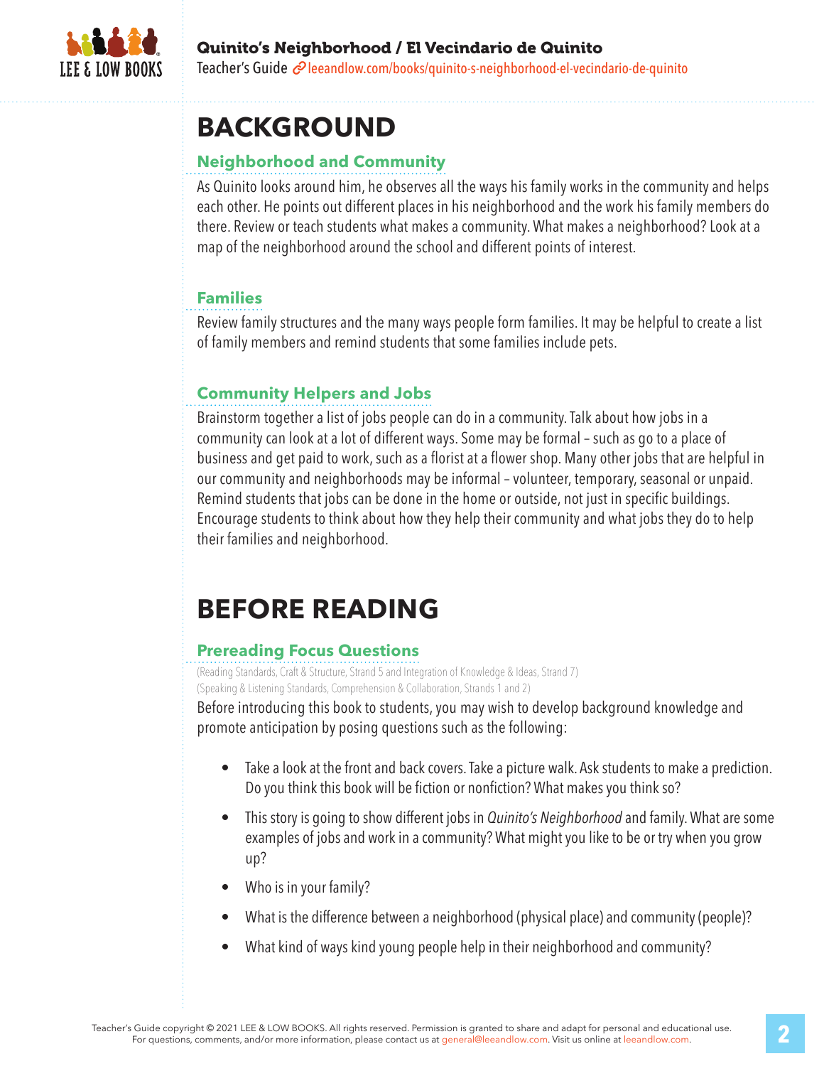# BACKGROUND

## Neighborhood and Community

As Quinito looks around him, he observes all the ways his family works in the community and helps each other. He points out different places in his neighborhood and the work his family members do there. Review or teach students what makes a community. What makes a neighborhood? Look at a map of the neighborhood around the school and different points of interest.

## Families

Review family structures and the many ways people form families. It may be helpful to create a list of family members and remind students that some families include pets.

## Community Helpers and Jobs

Brainstorm together a list of jobs people can do in a community. Talk about how jobs in a community can look at a lot of different ways. Some may be formal – such as go to a place of business and get paid to work, such as a florist at a flower shop. Many other jobs that are helpful in our community and neighborhoods may be informal – volunteer, temporary, seasonal or unpaid. Remind students that jobs can be done in the home or outside, not just in specific buildings. Encourage students to think about how they help their community and what jobs they do to help their families and neighborhood.

# BEFORE READING

## Prereading Focus Questions

(Reading Standards, Craft & Structure, Strand 5 and Integration of Knowledge & Ideas, Strand 7)
(Speaking & Listening Standards, Comprehension & Collaboration, Strands 1 and 2)

Before introducing this book to students, you may wish to develop background knowledge and promote anticipation by posing questions such as the following:

- Take a look at the front and back covers. Take a picture walk. Ask students to make a prediction. Do you think this book will be fiction or nonfiction? What makes you think so?
- This story is going to show different jobs in *Quinito's Neighborhood* and family. What are some examples of jobs and work in a community? What might you like to be or try when you grow up?
- Who is in your family?
- What is the difference between a neighborhood (physical place) and community (people)?
- What kind of ways kind young people help in their neighborhood and community?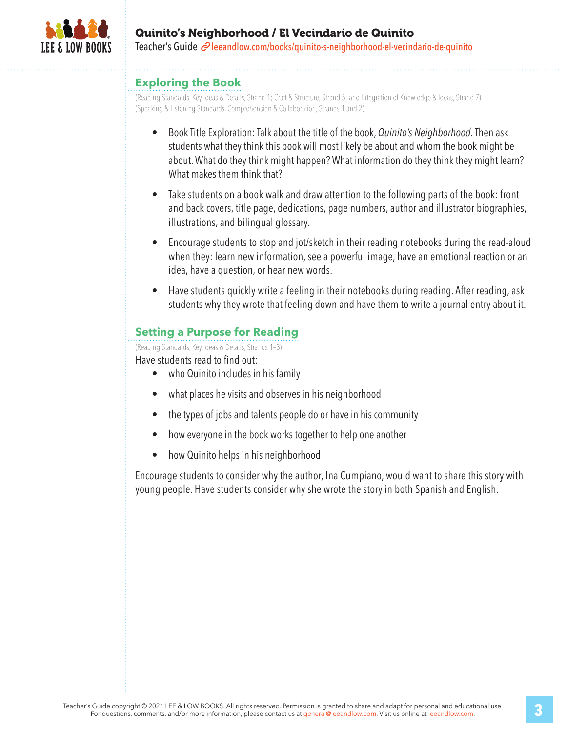## Exploring the Book

(Reading Standards, Key Ideas & Details, Strand 1; Craft & Structure, Strand 5; and Integration of Knowledge & Ideas, Strand 7)
(Speaking & Listening Standards, Comprehension & Collaboration, Strands 1 and 2)

- Book Title Exploration: Talk about the title of the book, *Quinito's Neighborhood.* Then ask students what they think this book will most likely be about and whom the book might be about. What do they think might happen? What information do they think they might learn? What makes them think that?
- Take students on a book walk and draw attention to the following parts of the book: front and back covers, title page, dedications, page numbers, author and illustrator biographies, illustrations, and bilingual glossary.
- Encourage students to stop and jot/sketch in their reading notebooks during the read-aloud when they: learn new information, see a powerful image, have an emotional reaction or an idea, have a question, or hear new words.
- Have students quickly write a feeling in their notebooks during reading. After reading, ask students why they wrote that feeling down and have them to write a journal entry about it.

## Setting a Purpose for Reading

(Reading Standards, Key Ideas & Details, Strands 1–3)

Have students read to find out:

- who Quinito includes in his family
- what places he visits and observes in his neighborhood
- the types of jobs and talents people do or have in his community
- how everyone in the book works together to help one another
- how Quinito helps in his neighborhood

Encourage students to consider why the author, Ina Cumpiano, would want to share this story with young people. Have students consider why she wrote the story in both Spanish and English.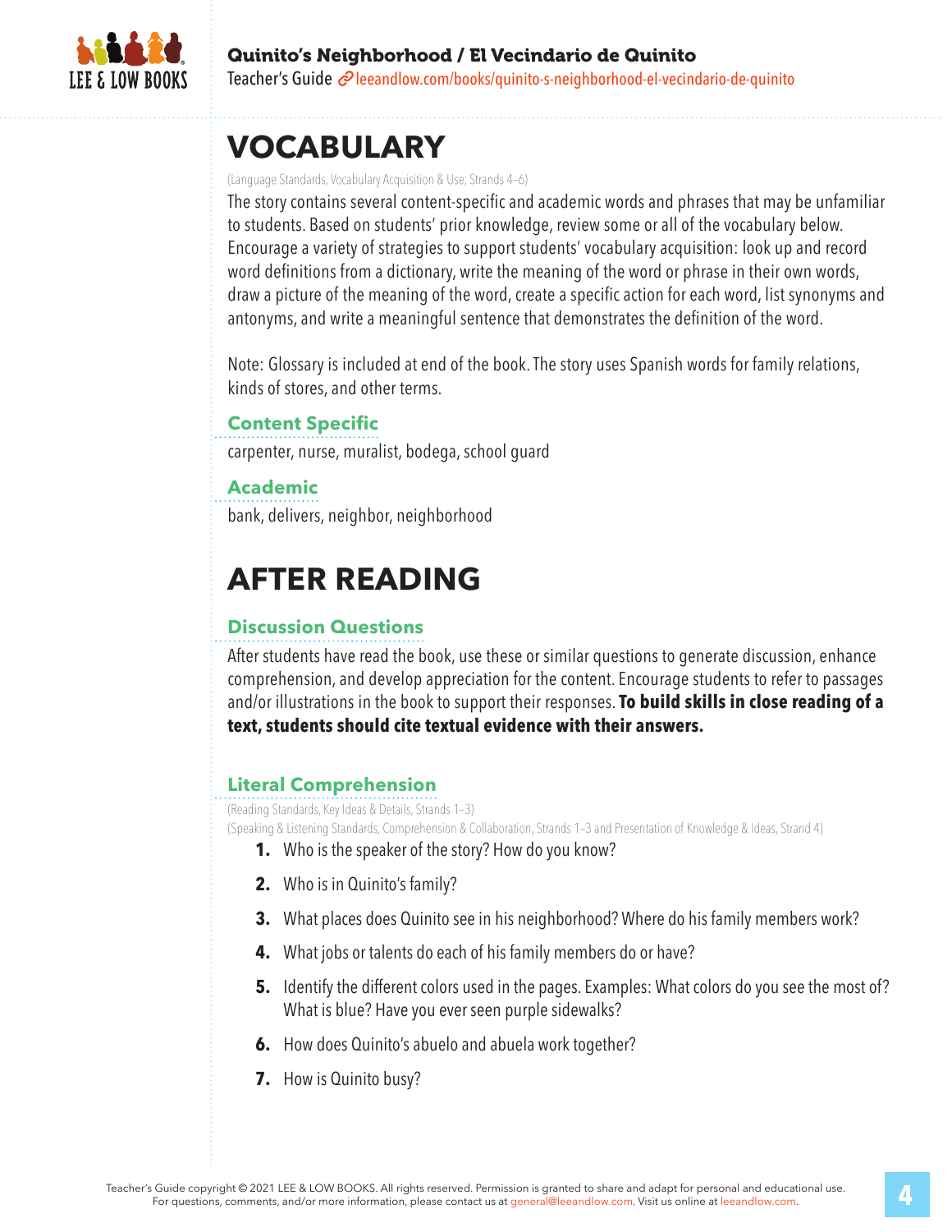# VOCABULARY

(Language Standards, Vocabulary Acquisition & Use, Strands 4–6)

The story contains several content-specific and academic words and phrases that may be unfamiliar to students. Based on students' prior knowledge, review some or all of the vocabulary below. Encourage a variety of strategies to support students' vocabulary acquisition: look up and record word definitions from a dictionary, write the meaning of the word or phrase in their own words, draw a picture of the meaning of the word, create a specific action for each word, list synonyms and antonyms, and write a meaningful sentence that demonstrates the definition of the word.

Note: Glossary is included at end of the book. The story uses Spanish words for family relations, kinds of stores, and other terms.

### Content Specific

carpenter, nurse, muralist, bodega, school guard

### Academic

bank, delivers, neighbor, neighborhood

# AFTER READING

### Discussion Questions

After students have read the book, use these or similar questions to generate discussion, enhance comprehension, and develop appreciation for the content. Encourage students to refer to passages and/or illustrations in the book to support their responses. **To build skills in close reading of a text, students should cite textual evidence with their answers.**

### Literal Comprehension

(Reading Standards, Key Ideas & Details, Strands 1–3)
(Speaking & Listening Standards, Comprehension & Collaboration, Strands 1–3 and Presentation of Knowledge & Ideas, Strand 4)

1. Who is the speaker of the story? How do you know?
2. Who is in Quinito's family?
3. What places does Quinito see in his neighborhood? Where do his family members work?
4. What jobs or talents do each of his family members do or have?
5. Identify the different colors used in the pages. Examples: What colors do you see the most of? What is blue? Have you ever seen purple sidewalks?
6. How does Quinito's abuelo and abuela work together?
7. How is Quinito busy?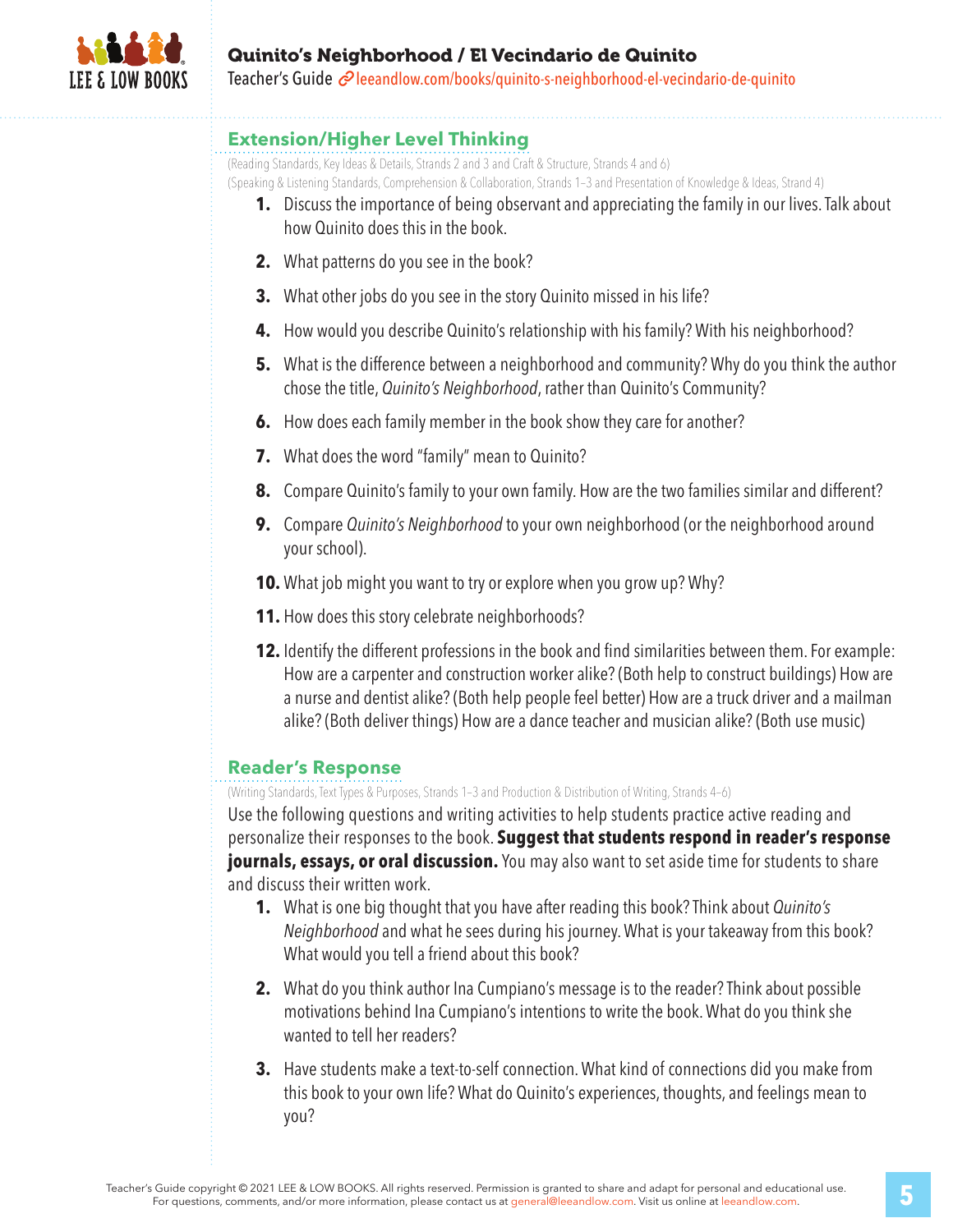## Extension/Higher Level Thinking

(Reading Standards, Key Ideas & Details, Strands 2 and 3 and Craft & Structure, Strands 4 and 6)
(Speaking & Listening Standards, Comprehension & Collaboration, Strands 1–3 and Presentation of Knowledge & Ideas, Strand 4)

1. Discuss the importance of being observant and appreciating the family in our lives. Talk about how Quinito does this in the book.
2. What patterns do you see in the book?
3. What other jobs do you see in the story Quinito missed in his life?
4. How would you describe Quinito's relationship with his family? With his neighborhood?
5. What is the difference between a neighborhood and community? Why do you think the author chose the title, *Quinito's Neighborhood*, rather than Quinito's Community?
6. How does each family member in the book show they care for another?
7. What does the word "family" mean to Quinito?
8. Compare Quinito's family to your own family. How are the two families similar and different?
9. Compare *Quinito's Neighborhood* to your own neighborhood (or the neighborhood around your school).
10. What job might you want to try or explore when you grow up? Why?
11. How does this story celebrate neighborhoods?
12. Identify the different professions in the book and find similarities between them. For example: How are a carpenter and construction worker alike? (Both help to construct buildings) How are a nurse and dentist alike? (Both help people feel better) How are a truck driver and a mailman alike? (Both deliver things) How are a dance teacher and musician alike? (Both use music)

## Reader's Response

(Writing Standards, Text Types & Purposes, Strands 1–3 and Production & Distribution of Writing, Strands 4–6)

Use the following questions and writing activities to help students practice active reading and personalize their responses to the book. **Suggest that students respond in reader's response journals, essays, or oral discussion.** You may also want to set aside time for students to share and discuss their written work.

1. What is one big thought that you have after reading this book? Think about *Quinito's Neighborhood* and what he sees during his journey. What is your takeaway from this book? What would you tell a friend about this book?
2. What do you think author Ina Cumpiano's message is to the reader? Think about possible motivations behind Ina Cumpiano's intentions to write the book. What do you think she wanted to tell her readers?
3. Have students make a text-to-self connection. What kind of connections did you make from this book to your own life? What do Quinito's experiences, thoughts, and feelings mean to you?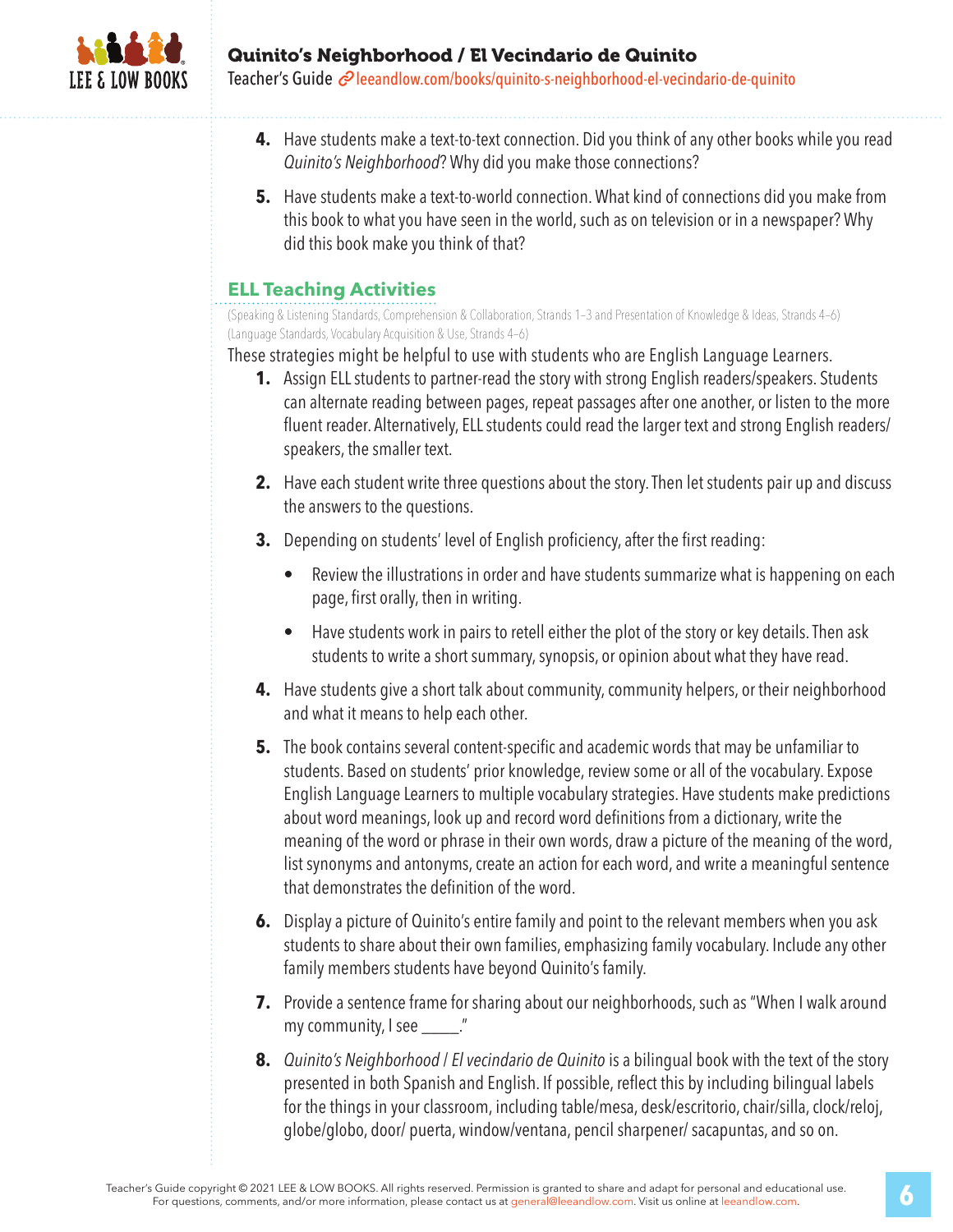4. Have students make a text-to-text connection. Did you think of any other books while you read *Quinito's Neighborhood*? Why did you make those connections?

5. Have students make a text-to-world connection. What kind of connections did you make from this book to what you have seen in the world, such as on television or in a newspaper? Why did this book make you think of that?

## ELL Teaching Activities

(Speaking & Listening Standards, Comprehension & Collaboration, Strands 1–3 and Presentation of Knowledge & Ideas, Strands 4–6)
(Language Standards, Vocabulary Acquisition & Use, Strands 4–6)

These strategies might be helpful to use with students who are English Language Learners.

1. Assign ELL students to partner-read the story with strong English readers/speakers. Students can alternate reading between pages, repeat passages after one another, or listen to the more fluent reader. Alternatively, ELL students could read the larger text and strong English readers/speakers, the smaller text.

2. Have each student write three questions about the story. Then let students pair up and discuss the answers to the questions.

3. Depending on students' level of English proficiency, after the first reading:
   - Review the illustrations in order and have students summarize what is happening on each page, first orally, then in writing.
   - Have students work in pairs to retell either the plot of the story or key details. Then ask students to write a short summary, synopsis, or opinion about what they have read.

4. Have students give a short talk about community, community helpers, or their neighborhood and what it means to help each other.

5. The book contains several content-specific and academic words that may be unfamiliar to students. Based on students' prior knowledge, review some or all of the vocabulary. Expose English Language Learners to multiple vocabulary strategies. Have students make predictions about word meanings, look up and record word definitions from a dictionary, write the meaning of the word or phrase in their own words, draw a picture of the meaning of the word, list synonyms and antonyms, create an action for each word, and write a meaningful sentence that demonstrates the definition of the word.

6. Display a picture of Quinito's entire family and point to the relevant members when you ask students to share about their own families, emphasizing family vocabulary. Include any other family members students have beyond Quinito's family.

7. Provide a sentence frame for sharing about our neighborhoods, such as "When I walk around my community, I see _____."

8. *Quinito's Neighborhood / El vecindario de Quinito* is a bilingual book with the text of the story presented in both Spanish and English. If possible, reflect this by including bilingual labels for the things in your classroom, including table/mesa, desk/escritorio, chair/silla, clock/reloj, globe/globo, door/ puerta, window/ventana, pencil sharpener/ sacapuntas, and so on.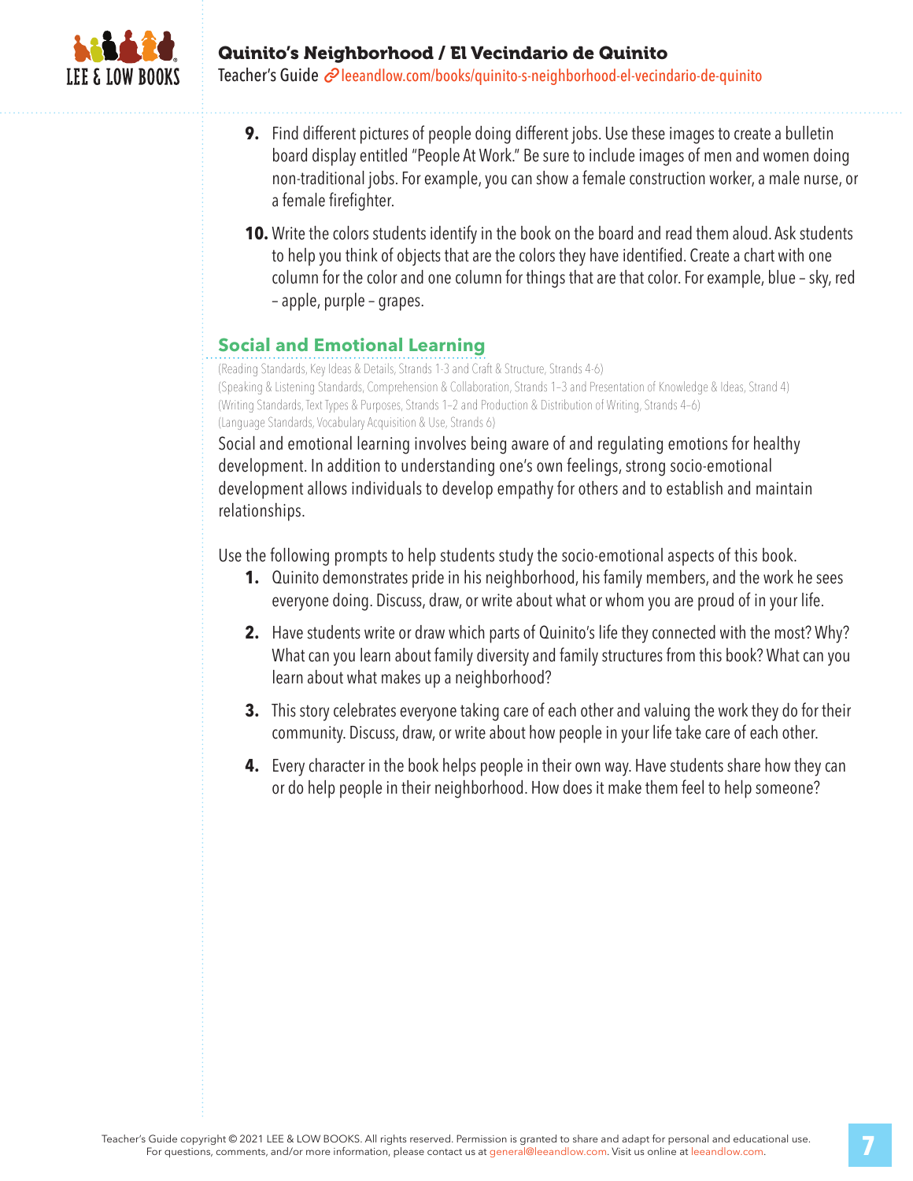9. Find different pictures of people doing different jobs. Use these images to create a bulletin board display entitled "People At Work." Be sure to include images of men and women doing non-traditional jobs. For example, you can show a female construction worker, a male nurse, or a female firefighter.

10. Write the colors students identify in the book on the board and read them aloud. Ask students to help you think of objects that are the colors they have identified. Create a chart with one column for the color and one column for things that are that color. For example, blue – sky, red – apple, purple – grapes.

## Social and Emotional Learning

(Reading Standards, Key Ideas & Details, Strands 1-3 and Craft & Structure, Strands 4-6)
(Speaking & Listening Standards, Comprehension & Collaboration, Strands 1–3 and Presentation of Knowledge & Ideas, Strand 4)
(Writing Standards, Text Types & Purposes, Strands 1–2 and Production & Distribution of Writing, Strands 4–6)
(Language Standards, Vocabulary Acquisition & Use, Strands 6)

Social and emotional learning involves being aware of and regulating emotions for healthy development. In addition to understanding one's own feelings, strong socio-emotional development allows individuals to develop empathy for others and to establish and maintain relationships.

Use the following prompts to help students study the socio-emotional aspects of this book.

1. Quinito demonstrates pride in his neighborhood, his family members, and the work he sees everyone doing. Discuss, draw, or write about what or whom you are proud of in your life.

2. Have students write or draw which parts of Quinito's life they connected with the most? Why? What can you learn about family diversity and family structures from this book? What can you learn about what makes up a neighborhood?

3. This story celebrates everyone taking care of each other and valuing the work they do for their community. Discuss, draw, or write about how people in your life take care of each other.

4. Every character in the book helps people in their own way. Have students share how they can or do help people in their neighborhood. How does it make them feel to help someone?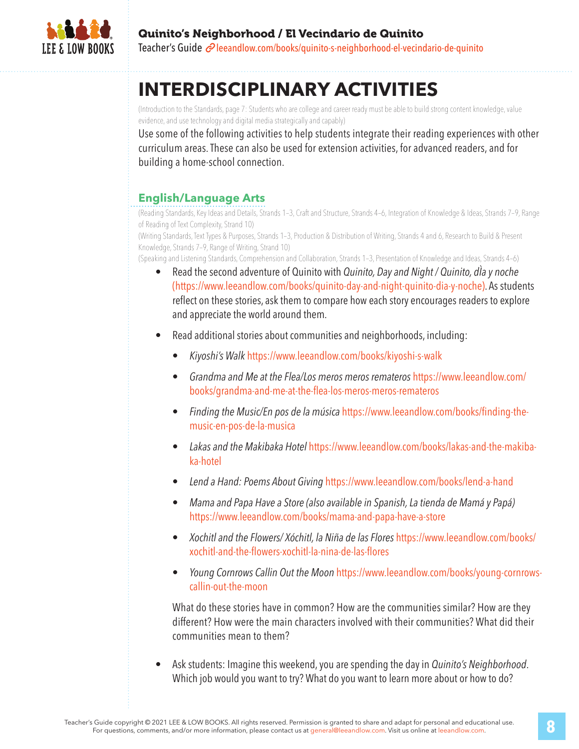# INTERDISCIPLINARY ACTIVITIES

(Introduction to the Standards, page 7: Students who are college and career ready must be able to build strong content knowledge, value evidence, and use technology and digital media strategically and capably)

Use some of the following activities to help students integrate their reading experiences with other curriculum areas. These can also be used for extension activities, for advanced readers, and for building a home-school connection.

## English/Language Arts

(Reading Standards, Key Ideas and Details, Strands 1–3, Craft and Structure, Strands 4–6, Integration of Knowledge & Ideas, Strands 7–9, Range of Reading of Text Complexity, Strand 10)

(Writing Standards, Text Types & Purposes, Strands 1–3, Production & Distribution of Writing, Strands 4 and 6, Research to Build & Present Knowledge, Strands 7–9, Range of Writing, Strand 10)

(Speaking and Listening Standards, Comprehension and Collaboration, Strands 1–3, Presentation of Knowledge and Ideas, Strands 4–6)

- Read the second adventure of Quinito with *Quinito, Day and Night / Quinito, dìa y noche* (https://www.leeandlow.com/books/quinito-day-and-night-quinito-dia-y-noche). As students reflect on these stories, ask them to compare how each story encourages readers to explore and appreciate the world around them.
- Read additional stories about communities and neighborhoods, including:
  - *Kiyoshi's Walk* https://www.leeandlow.com/books/kiyoshi-s-walk
  - *Grandma and Me at the Flea/Los meros meros remateros* https://www.leeandlow.com/books/grandma-and-me-at-the-flea-los-meros-meros-remateros
  - *Finding the Music/En pos de la música* https://www.leeandlow.com/books/finding-the-music-en-pos-de-la-musica
  - *Lakas and the Makibaka Hotel* https://www.leeandlow.com/books/lakas-and-the-makibaka-hotel
  - *Lend a Hand: Poems About Giving* https://www.leeandlow.com/books/lend-a-hand
  - *Mama and Papa Have a Store (also available in Spanish, La tienda de Mamá y Papá)* https://www.leeandlow.com/books/mama-and-papa-have-a-store
  - *Xochitl and the Flowers/ Xóchitl, la Niña de las Flores* https://www.leeandlow.com/books/xochitl-and-the-flowers-xochitl-la-nina-de-las-flores
  - *Young Cornrows Callin Out the Moon* https://www.leeandlow.com/books/young-cornrows-callin-out-the-moon

  What do these stories have in common? How are the communities similar? How are they different? How were the main characters involved with their communities? What did their communities mean to them?

- Ask students: Imagine this weekend, you are spending the day in *Quinito's Neighborhood*. Which job would you want to try? What do you want to learn more about or how to do?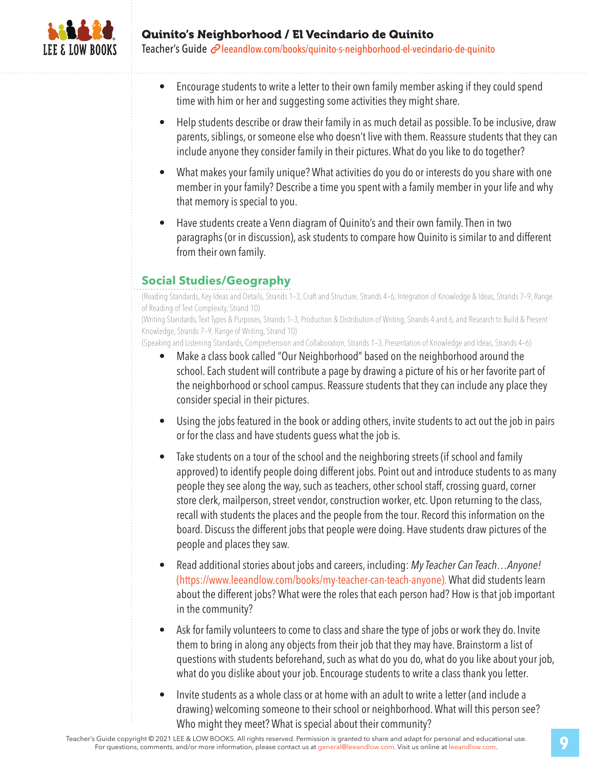- Encourage students to write a letter to their own family member asking if they could spend time with him or her and suggesting some activities they might share.

- Help students describe or draw their family in as much detail as possible. To be inclusive, draw parents, siblings, or someone else who doesn't live with them. Reassure students that they can include anyone they consider family in their pictures. What do you like to do together?

- What makes your family unique? What activities do you do or interests do you share with one member in your family? Describe a time you spent with a family member in your life and why that memory is special to you.

- Have students create a Venn diagram of Quinito's and their own family. Then in two paragraphs (or in discussion), ask students to compare how Quinito is similar to and different from their own family.

## Social Studies/Geography

(Reading Standards, Key Ideas and Details, Strands 1–3, Craft and Structure, Strands 4–6, Integration of Knowledge & Ideas, Strands 7–9, Range of Reading of Text Complexity, Strand 10)
(Writing Standards, Text Types & Purposes, Strands 1–3, Production & Distribution of Writing, Strands 4 and 6, and Research to Build & Present Knowledge, Strands 7–9, Range of Writing, Strand 10)
(Speaking and Listening Standards, Comprehension and Collaboration, Strands 1–3, Presentation of Knowledge and Ideas, Strands 4–6)

- Make a class book called "Our Neighborhood" based on the neighborhood around the school. Each student will contribute a page by drawing a picture of his or her favorite part of the neighborhood or school campus. Reassure students that they can include any place they consider special in their pictures.

- Using the jobs featured in the book or adding others, invite students to act out the job in pairs or for the class and have students guess what the job is.

- Take students on a tour of the school and the neighboring streets (if school and family approved) to identify people doing different jobs. Point out and introduce students to as many people they see along the way, such as teachers, other school staff, crossing guard, corner store clerk, mailperson, street vendor, construction worker, etc. Upon returning to the class, recall with students the places and the people from the tour. Record this information on the board. Discuss the different jobs that people were doing. Have students draw pictures of the people and places they saw.

- Read additional stories about jobs and careers, including: *My Teacher Can Teach…Anyone!* (https://www.leeandlow.com/books/my-teacher-can-teach-anyone). What did students learn about the different jobs? What were the roles that each person had? How is that job important in the community?

- Ask for family volunteers to come to class and share the type of jobs or work they do. Invite them to bring in along any objects from their job that they may have. Brainstorm a list of questions with students beforehand, such as what do you do, what do you like about your job, what do you dislike about your job. Encourage students to write a class thank you letter.

- Invite students as a whole class or at home with an adult to write a letter (and include a drawing) welcoming someone to their school or neighborhood. What will this person see? Who might they meet? What is special about their community?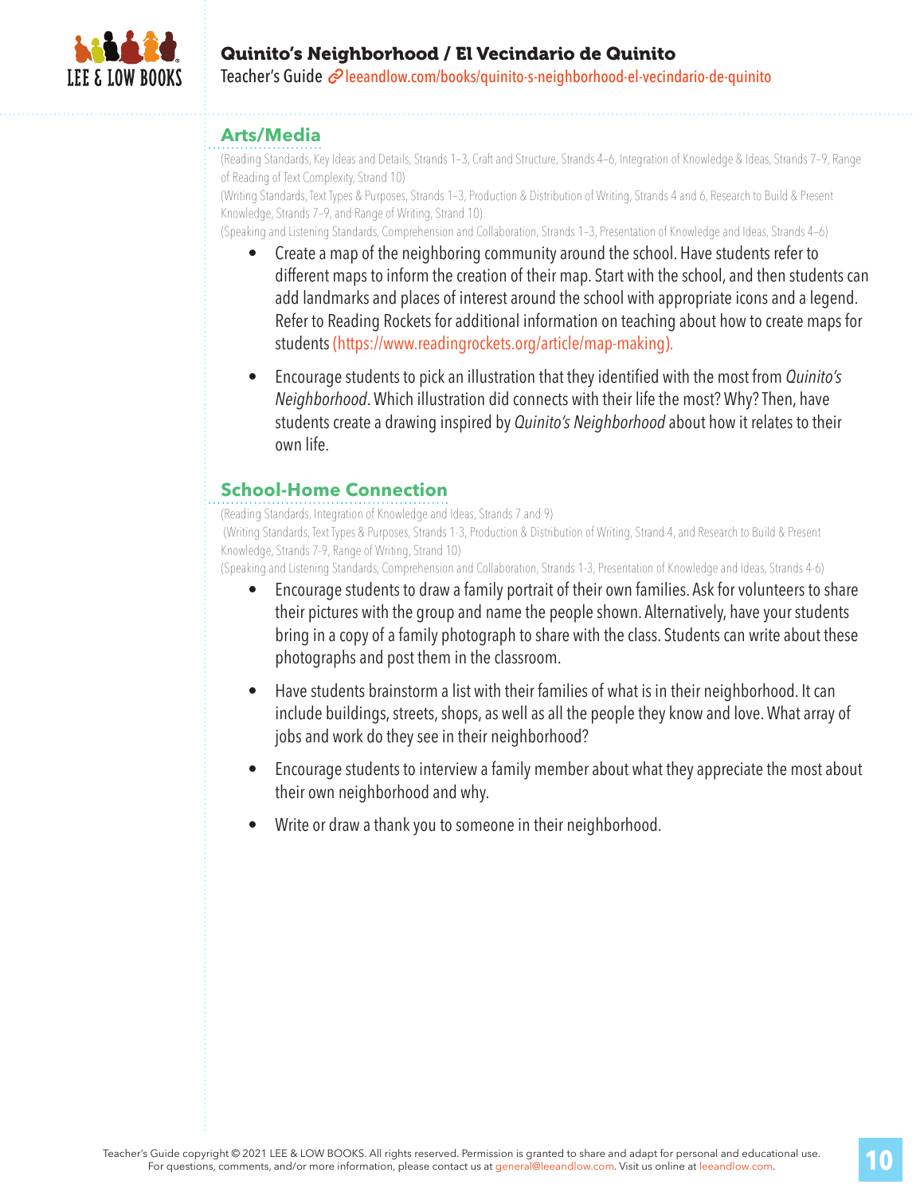## Arts/Media

(Reading Standards, Key Ideas and Details, Strands 1–3, Craft and Structure, Strands 4–6, Integration of Knowledge & Ideas, Strands 7–9, Range of Reading of Text Complexity, Strand 10)
(Writing Standards, Text Types & Purposes, Strands 1–3, Production & Distribution of Writing, Strands 4 and 6, Research to Build & Present Knowledge, Strands 7–9, and Range of Writing, Strand 10)
(Speaking and Listening Standards, Comprehension and Collaboration, Strands 1–3, Presentation of Knowledge and Ideas, Strands 4–6)

- Create a map of the neighboring community around the school. Have students refer to different maps to inform the creation of their map. Start with the school, and then students can add landmarks and places of interest around the school with appropriate icons and a legend. Refer to Reading Rockets for additional information on teaching about how to create maps for students (https://www.readingrockets.org/article/map-making).
- Encourage students to pick an illustration that they identified with the most from *Quinito's Neighborhood*. Which illustration did connects with their life the most? Why? Then, have students create a drawing inspired by *Quinito's Neighborhood* about how it relates to their own life.

## School-Home Connection

(Reading Standards, Integration of Knowledge and Ideas, Strands 7 and 9)
(Writing Standards, Text Types & Purposes, Strands 1-3, Production & Distribution of Writing, Strand 4, and Research to Build & Present Knowledge, Strands 7-9, Range of Writing, Strand 10)
(Speaking and Listening Standards, Comprehension and Collaboration, Strands 1-3, Presentation of Knowledge and Ideas, Strands 4-6)

- Encourage students to draw a family portrait of their own families. Ask for volunteers to share their pictures with the group and name the people shown. Alternatively, have your students bring in a copy of a family photograph to share with the class. Students can write about these photographs and post them in the classroom.
- Have students brainstorm a list with their families of what is in their neighborhood. It can include buildings, streets, shops, as well as all the people they know and love. What array of jobs and work do they see in their neighborhood?
- Encourage students to interview a family member about what they appreciate the most about their own neighborhood and why.
- Write or draw a thank you to someone in their neighborhood.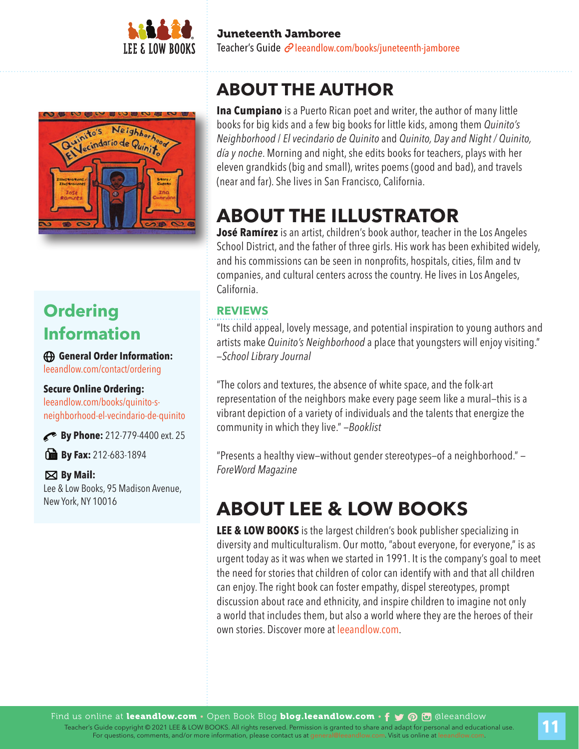## ABOUT THE AUTHOR

**Ina Cumpiano** is a Puerto Rican poet and writer, the author of many little books for big kids and a few big books for little kids, among them *Quinito's Neighborhood / El vecindario de Quinito* and *Quinito, Day and Night / Quinito, día y noche*. Morning and night, she edits books for teachers, plays with her eleven grandkids (big and small), writes poems (good and bad), and travels (near and far). She lives in San Francisco, California.

## ABOUT THE ILLUSTRATOR

**José Ramírez** is an artist, children's book author, teacher in the Los Angeles School District, and the father of three girls. His work has been exhibited widely, and his commissions can be seen in nonprofits, hospitals, cities, film and tv companies, and cultural centers across the country. He lives in Los Angeles, California.

### REVIEWS

"Its child appeal, lovely message, and potential inspiration to young authors and artists make *Quinito's Neighborhood* a place that youngsters will enjoy visiting." –*School Library Journal*

"The colors and textures, the absence of white space, and the folk-art representation of the neighbors make every page seem like a mural–this is a vibrant depiction of a variety of individuals and the talents that energize the community in which they live." –*Booklist*

"Presents a healthy view–without gender stereotypes–of a neighborhood." –*ForeWord Magazine*

## ABOUT LEE & LOW BOOKS

**LEE & LOW BOOKS** is the largest children's book publisher specializing in diversity and multiculturalism. Our motto, "about everyone, for everyone," is as urgent today as it was when we started in 1991. It is the company's goal to meet the need for stories that children of color can identify with and that all children can enjoy. The right book can foster empathy, dispel stereotypes, prompt discussion about race and ethnicity, and inspire children to imagine not only a world that includes them, but also a world where they are the heroes of their own stories. Discover more at leeandlow.com.

## Ordering Information

**General Order Information:**
leeandlow.com/contact/ordering

**Secure Online Ordering:**
leeandlow.com/books/quinito-s-neighborhood-el-vecindario-de-quinito

**By Phone:** 212-779-4400 ext. 25

**By Fax:** 212-683-1894

**By Mail:**
Lee & Low Books, 95 Madison Avenue, New York, NY 10016